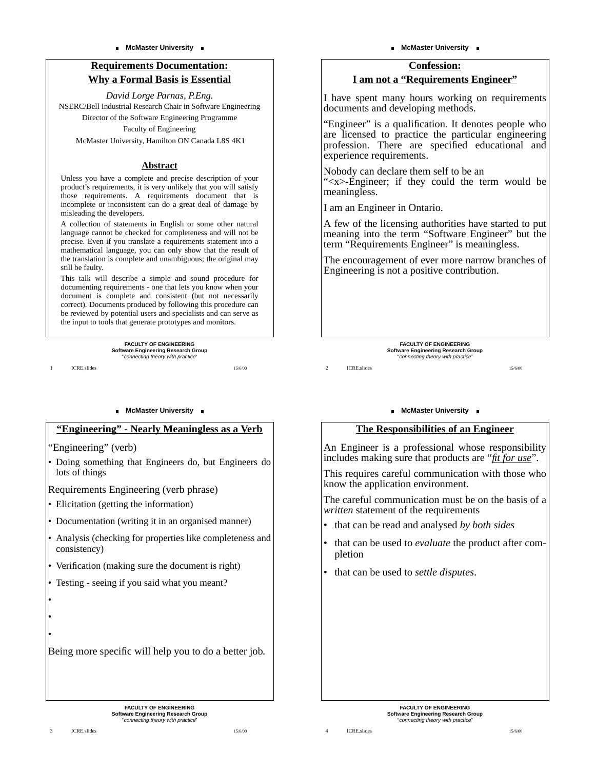## Requirements Documentation: Why a Formal Basis is Essential

*David Lorge Parnas, P.Eng.*

NSERC/Bell Industrial Research Chair in Software Engineering

Director of the Software Engineering Programme

Faculty of Engineering

McMaster University, Hamilton ON Canada L8S 4K1

### Abstract

Unless you have a complete and precise description of your product's requirements, it is very unlikely that you will satisfy those requirements. A requirements document that is incomplete or inconsistent can do a great deal of damage by misleading the developers.

A collection of statements in English or some other natural language cannot be checked for completeness and will not be precise. Even if you translate a requirements statement into a mathematical language, you can only show that the result of the translation is complete and unambiguous; the original may still be faulty.

This talk will describe a simple and sound procedure for documenting requirements - one that lets you know when your document is complete and consistent (but not necessarily correct). Documents produced by following this procedure can be reviewed by potential users and specialists and can serve as the input to tools that generate prototypes and monitors.

## Confession: I am not a "Requirements Engineer"

I have spent many hours working on requirements documents and developing methods.

"Engineer" is a qualification. It denotes people who are licensed to practice the particular engineering profession. There are specified educational and experience requirements.

Nobody can declare them self to be an "<x>-Engineer; if they could the term would be meaningless.

I am an Engineer in Ontario.

A few of the licensing authorities have started to put meaning into the term "Software Engineer" but the term "Requirements Engineer" is meaningless.

The encouragement of ever more narrow branches of Engineering is not a positive contribution.

## "Engineering" - Nearly Meaningless as a Verb

"Engineering" (verb)

- Doing something that Engineers do, but Engineers do lots of things

Requirements Engineering (verb phrase)

- Elicitation (getting the information)
- Documentation (writing it in an organised manner)
- Analysis (checking for properties like completeness and consistency)
- Verification (making sure the document is right)
- Testing - seeing if you said what you meant?
- 
- 
- 

Being more specific will help you to do a better job.

## The Responsibilities of an Engineer

An Engineer is a professional whose responsibility includes making sure that products are "*fit for use*".

This requires careful communication with those who know the application environment.

The careful communication must be on the basis of a *written* statement of the requirements

- that can be read and analysed *by both sides*
- that can be used to *evaluate* the product after completion
- that can be used to *settle disputes*.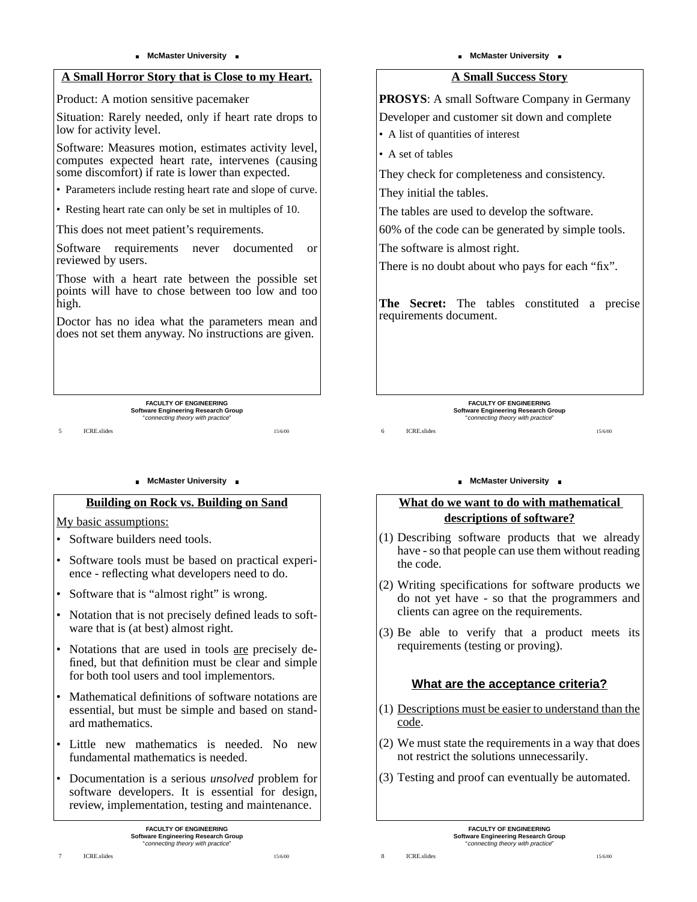## A Small Horror Story that is Close to my Heart.

Product: A motion sensitive pacemaker

Situation: Rarely needed, only if heart rate drops to low for activity level.

Software: Measures motion, estimates activity level, computes expected heart rate, intervenes (causing some discomfort) if rate is lower than expected.

- Parameters include resting heart rate and slope of curve.
- Resting heart rate can only be set in multiples of 10.

This does not meet patient's requirements.

Software requirements never documented or reviewed by users.

Those with a heart rate between the possible set points will have to chose between too low and too high.

Doctor has no idea what the parameters mean and does not set them anyway. No instructions are given.

## A Small Success Story

**PROSYS**: A small Software Company in Germany

Developer and customer sit down and complete

- A list of quantities of interest
- A set of tables

They check for completeness and consistency.

They initial the tables.

The tables are used to develop the software.

60% of the code can be generated by simple tools.

The software is almost right.

There is no doubt about who pays for each "fix".

**The Secret:** The tables constituted a precise requirements document.

## Building on Rock vs. Building on Sand

My basic assumptions:

- Software builders need tools.
- Software tools must be based on practical experience - reflecting what developers need to do.
- Software that is "almost right" is wrong.
- Notation that is not precisely defined leads to software that is (at best) almost right.
- Notations that are used in tools are precisely defined, but that definition must be clear and simple for both tool users and tool implementors.
- Mathematical definitions of software notations are essential, but must be simple and based on standard mathematics.
- Little new mathematics is needed. No new fundamental mathematics is needed.
- Documentation is a serious *unsolved* problem for software developers. It is essential for design, review, implementation, testing and maintenance.

## What do we want to do with mathematical descriptions of software?

(1) Describing software products that we already have - so that people can use them without reading the code.

(2) Writing specifications for software products we do not yet have - so that the programmers and clients can agree on the requirements.

(3) Be able to verify that a product meets its requirements (testing or proving).

## What are the acceptance criteria?

(1) Descriptions must be easier to understand than the code.

(2) We must state the requirements in a way that does not restrict the solutions unnecessarily.

(3) Testing and proof can eventually be automated.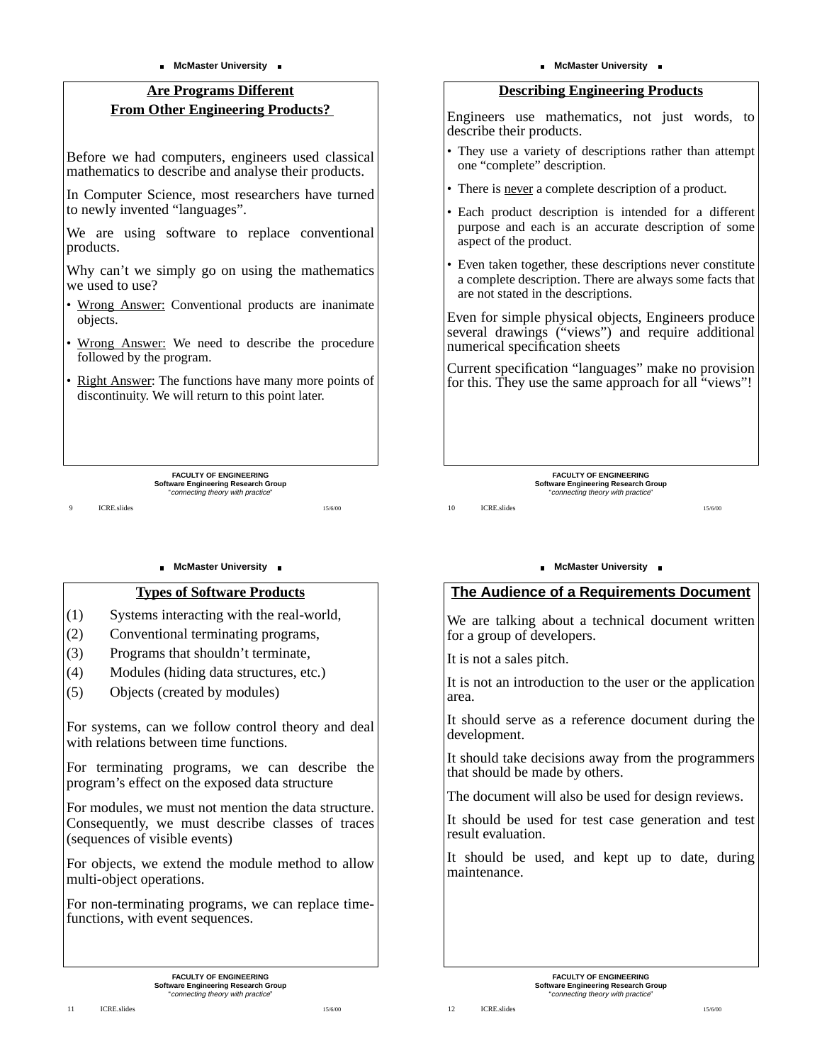## Are Programs Different From Other Engineering Products?

Before we had computers, engineers used classical mathematics to describe and analyse their products.

In Computer Science, most researchers have turned to newly invented "languages".

We are using software to replace conventional products.

Why can't we simply go on using the mathematics we used to use?

- Wrong Answer: Conventional products are inanimate objects.
- Wrong Answer: We need to describe the procedure followed by the program.
- Right Answer: The functions have many more points of discontinuity. We will return to this point later.

## Describing Engineering Products

Engineers use mathematics, not just words, to describe their products.

- They use a variety of descriptions rather than attempt one "complete" description.
- There is never a complete description of a product.
- Each product description is intended for a different purpose and each is an accurate description of some aspect of the product.
- Even taken together, these descriptions never constitute a complete description. There are always some facts that are not stated in the descriptions.

Even for simple physical objects, Engineers produce several drawings ("views") and require additional numerical specification sheets

Current specification "languages" make no provision for this. They use the same approach for all "views"!

## Types of Software Products

(1) Systems interacting with the real-world,
(2) Conventional terminating programs,
(3) Programs that shouldn't terminate,
(4) Modules (hiding data structures, etc.)
(5) Objects (created by modules)

For systems, can we follow control theory and deal with relations between time functions.

For terminating programs, we can describe the program's effect on the exposed data structure

For modules, we must not mention the data structure. Consequently, we must describe classes of traces (sequences of visible events)

For objects, we extend the module method to allow multi-object operations.

For non-terminating programs, we can replace time-functions, with event sequences.

## The Audience of a Requirements Document

We are talking about a technical document written for a group of developers.

It is not a sales pitch.

It is not an introduction to the user or the application area.

It should serve as a reference document during the development.

It should take decisions away from the programmers that should be made by others.

The document will also be used for design reviews.

It should be used for test case generation and test result evaluation.

It should be used, and kept up to date, during maintenance.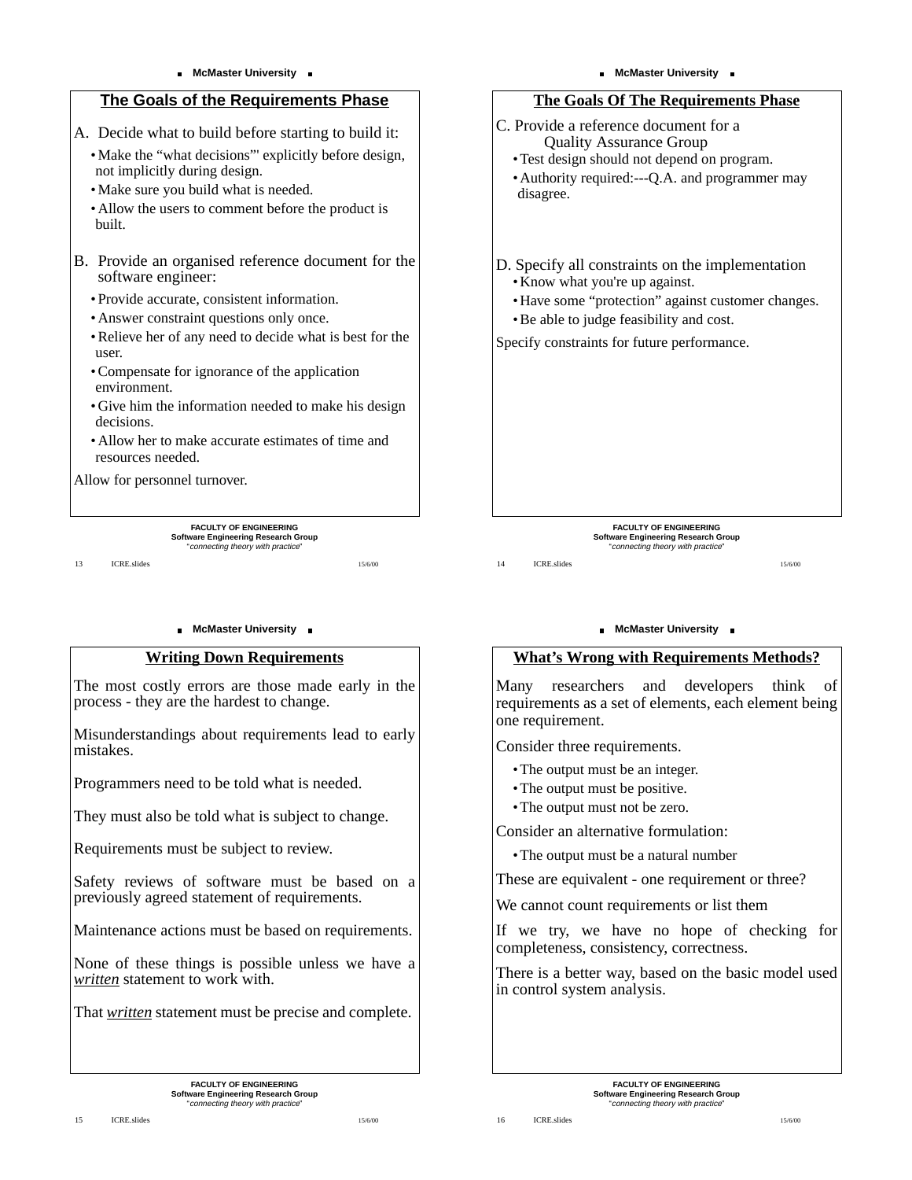## The Goals of the Requirements Phase

A. Decide what to build before starting to build it:

- Make the “what decisions”' explicitly before design, not implicitly during design.
- Make sure you build what is needed.
- Allow the users to comment before the product is built.

B. Provide an organised reference document for the software engineer:

- Provide accurate, consistent information.
- Answer constraint questions only once.
- Relieve her of any need to decide what is best for the user.
- Compensate for ignorance of the application environment.
- Give him the information needed to make his design decisions.
- Allow her to make accurate estimates of time and resources needed.

Allow for personnel turnover.

## The Goals Of The Requirements Phase

C. Provide a reference document for a Quality Assurance Group

- Test design should not depend on program.
- Authority required:---Q.A. and programmer may disagree.

D. Specify all constraints on the implementation

- Know what you're up against.
- Have some “protection” against customer changes.
- Be able to judge feasibility and cost.

Specify constraints for future performance.

## Writing Down Requirements

The most costly errors are those made early in the process - they are the hardest to change.

Misunderstandings about requirements lead to early mistakes.

Programmers need to be told what is needed.

They must also be told what is subject to change.

Requirements must be subject to review.

Safety reviews of software must be based on a previously agreed statement of requirements.

Maintenance actions must be based on requirements.

None of these things is possible unless we have a *written* statement to work with.

That *written* statement must be precise and complete.

## What’s Wrong with Requirements Methods?

Many researchers and developers think of requirements as a set of elements, each element being one requirement.

Consider three requirements.

- The output must be an integer.
- The output must be positive.
- The output must not be zero.

Consider an alternative formulation:

- The output must be a natural number

These are equivalent - one requirement or three?

We cannot count requirements or list them

If we try, we have no hope of checking for completeness, consistency, correctness.

There is a better way, based on the basic model used in control system analysis.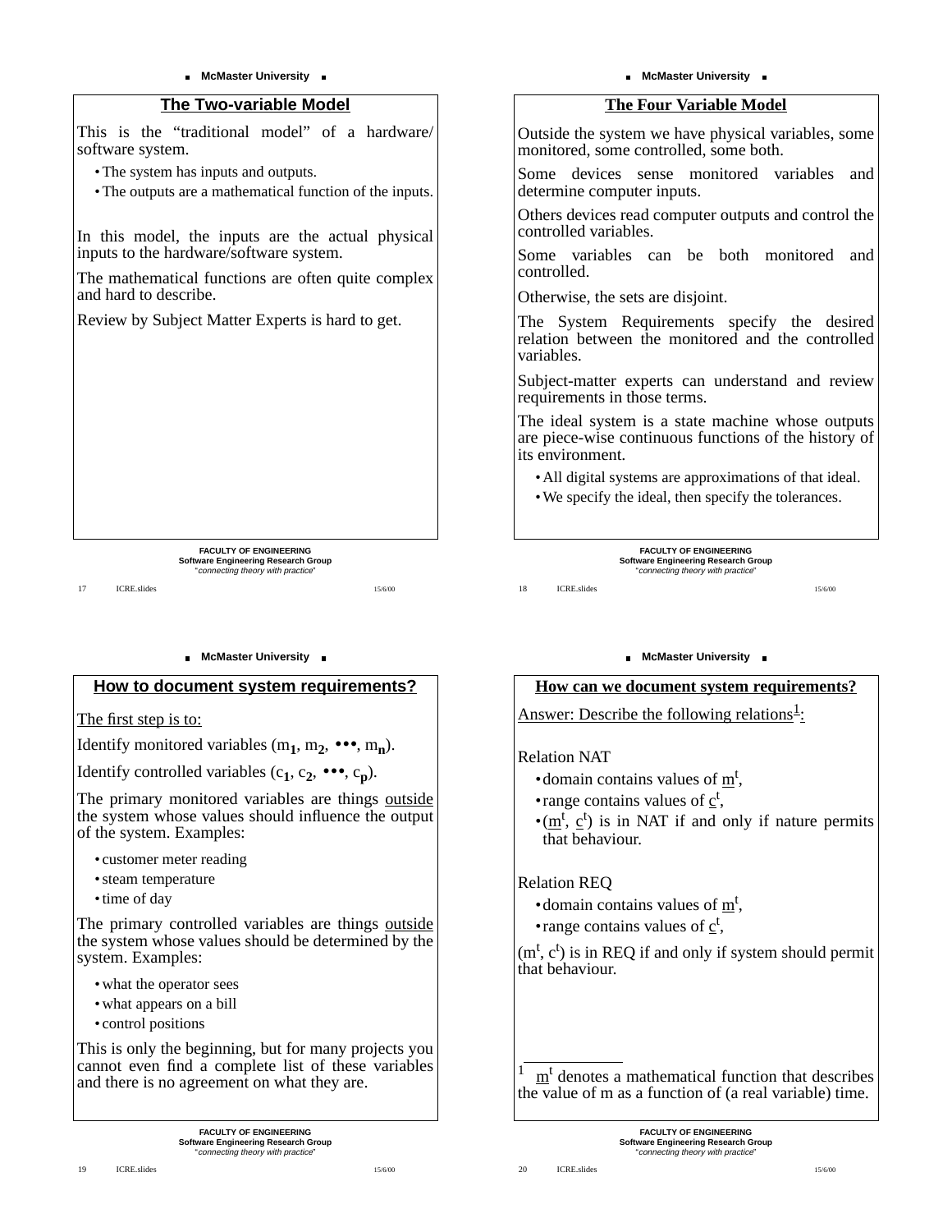## The Two-variable Model

This is the "traditional model" of a hardware/ software system.

- The system has inputs and outputs.
- The outputs are a mathematical function of the inputs.

In this model, the inputs are the actual physical inputs to the hardware/software system.

The mathematical functions are often quite complex and hard to describe.

Review by Subject Matter Experts is hard to get.

## The Four Variable Model

Outside the system we have physical variables, some monitored, some controlled, some both.

Some devices sense monitored variables and determine computer inputs.

Others devices read computer outputs and control the controlled variables.

Some variables can be both monitored and controlled.

Otherwise, the sets are disjoint.

The System Requirements specify the desired relation between the monitored and the controlled variables.

Subject-matter experts can understand and review requirements in those terms.

The ideal system is a state machine whose outputs are piece-wise continuous functions of the history of its environment.

- All digital systems are approximations of that ideal.
- We specify the ideal, then specify the tolerances.

## How to document system requirements?

The first step is to:

Identify monitored variables ($m_1$, $m_2$, •••, $m_n$).

Identify controlled variables ($c_1$, $c_2$, •••, $c_p$).

The primary monitored variables are things outside the system whose values should influence the output of the system. Examples:

- customer meter reading
- steam temperature
- time of day

The primary controlled variables are things outside the system whose values should be determined by the system. Examples:

- what the operator sees
- what appears on a bill
- control positions

This is only the beginning, but for many projects you cannot even find a complete list of these variables and there is no agreement on what they are.

## How can we document system requirements?

Answer: Describe the following relations[1]:

Relation NAT

- domain contains values of $\underline{m}^t$,
- range contains values of $\underline{c}^t$,
- ($\underline{m}^t$, $\underline{c}^t$) is in NAT if and only if nature permits that behaviour.

Relation REQ

- domain contains values of $\underline{m}^t$,
- range contains values of $\underline{c}^t$,

($m^t$, $c^t$) is in REQ if and only if system should permit that behaviour.

1 $\underline{m}^t$ denotes a mathematical function that describes the value of m as a function of (a real variable) time.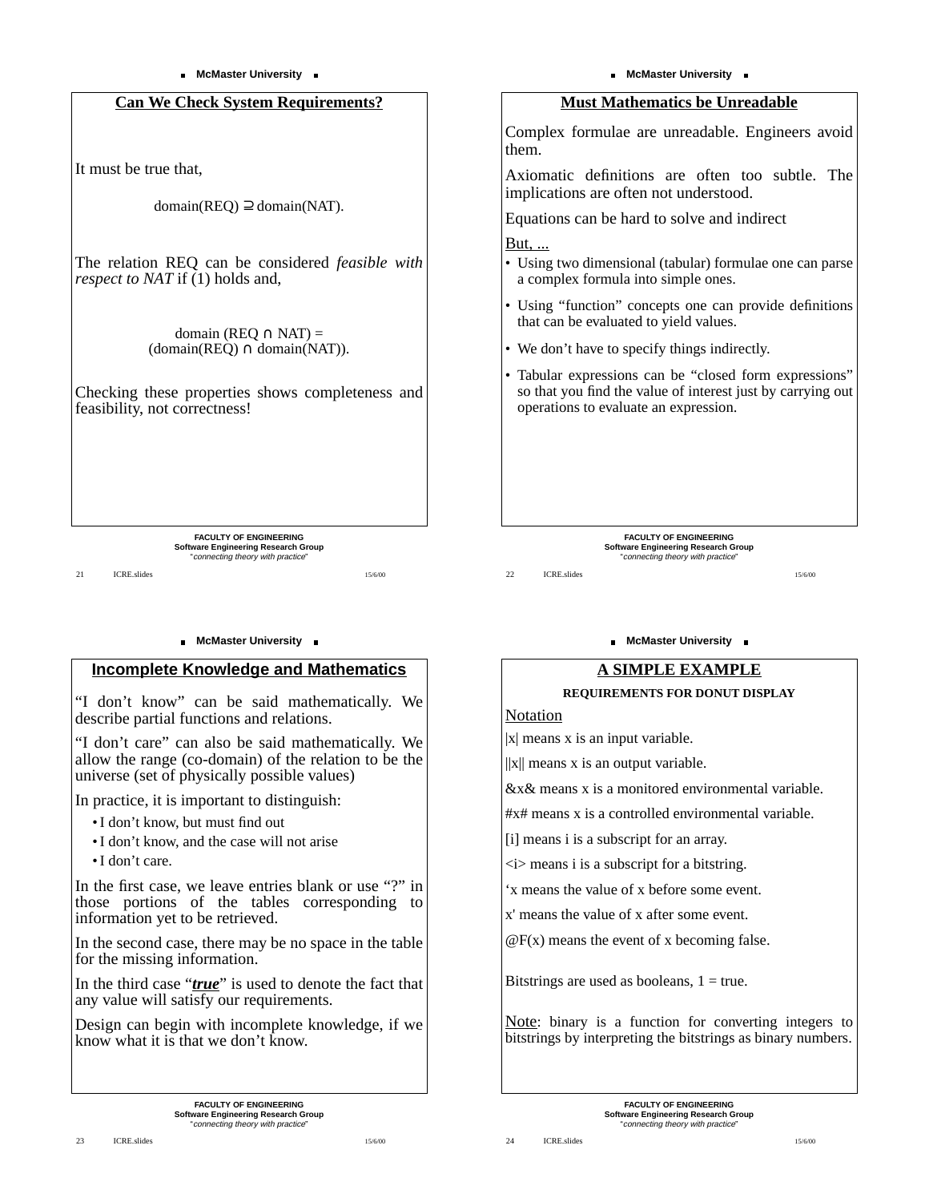## Can We Check System Requirements?

It must be true that,

$$\text{domain(REQ)} \supseteq \text{domain(NAT)}.$$

The relation REQ can be considered *feasible with respect to NAT* if (1) holds and,

$$\text{domain (REQ} \cap \text{NAT)} = (\text{domain(REQ)} \cap \text{domain(NAT)}).$$

Checking these properties shows completeness and feasibility, not correctness!

## Must Mathematics be Unreadable

Complex formulae are unreadable. Engineers avoid them.

Axiomatic definitions are often too subtle. The implications are often not understood.

Equations can be hard to solve and indirect

But, ...

- Using two dimensional (tabular) formulae one can parse a complex formula into simple ones.
- Using "function" concepts one can provide definitions that can be evaluated to yield values.
- We don't have to specify things indirectly.
- Tabular expressions can be "closed form expressions" so that you find the value of interest just by carrying out operations to evaluate an expression.

## Incomplete Knowledge and Mathematics

"I don't know" can be said mathematically. We describe partial functions and relations.

"I don't care" can also be said mathematically. We allow the range (co-domain) of the relation to be the universe (set of physically possible values)

In practice, it is important to distinguish:

- I don't know, but must find out
- I don't know, and the case will not arise
- I don't care.

In the first case, we leave entries blank or use "?" in those portions of the tables corresponding to information yet to be retrieved.

In the second case, there may be no space in the table for the missing information.

In the third case "***true***" is used to denote the fact that any value will satisfy our requirements.

Design can begin with incomplete knowledge, if we know what it is that we don't know.

## A SIMPLE EXAMPLE

**REQUIREMENTS FOR DONUT DISPLAY**

Notation

|x| means x is an input variable.

||x|| means x is an output variable.

&x& means x is a monitored environmental variable.

#x# means x is a controlled environmental variable.

[i] means i is a subscript for an array.

<i> means i is a subscript for a bitstring.

'x means the value of x before some event.

x' means the value of x after some event.

@F(x) means the event of x becoming false.

Bitstrings are used as booleans, 1 = true.

Note: binary is a function for converting integers to bitstrings by interpreting the bitstrings as binary numbers.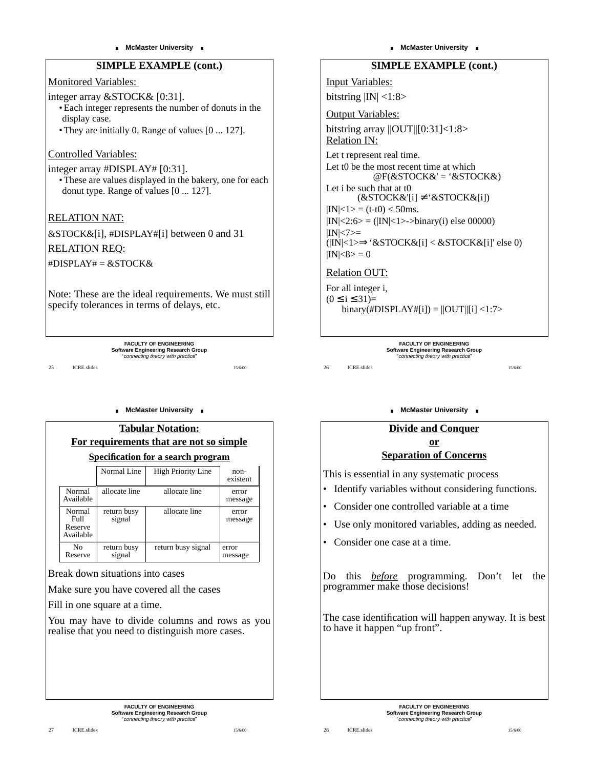## SIMPLE EXAMPLE (cont.)

Monitored Variables:

integer array &STOCK& [0:31].

- Each integer represents the number of donuts in the display case.
- They are initially 0. Range of values [0 ... 127].

Controlled Variables:

integer array #DISPLAY# [0:31].

- These are values displayed in the bakery, one for each donut type. Range of values [0 ... 127].

RELATION NAT:

&STOCK&[i], #DISPLAY#[i] between 0 and 31

RELATION REQ:

#DISPLAY# = &STOCK&

Note: These are the ideal requirements. We must still specify tolerances in terms of delays, etc.

## SIMPLE EXAMPLE (cont.)

Input Variables:

bitstring |IN| <1:8>

Output Variables:

bitstring array ||OUT||[0:31]<1:8>

Relation IN:

Let t represent real time.

Let t0 be the most recent time at which
@F(&STOCK&' = ‘&STOCK&)

Let i be such that at t0
(&STOCK&'[i] ≠ ‘&STOCK&[i])

|IN|<1> = (t-t0) < 50ms.

|IN|<2:6> = (|IN|<1>->binary(i) else 00000)

|IN|<7>=
(|IN|<1>⇒ ‘&STOCK&[i] < &STOCK&[i]' else 0)

|IN|<8> = 0

Relation OUT:

For all integer i,
(0 ≤ i ≤ 31)=
binary(#DISPLAY#[i]) = ||OUT||[i] <1:7>

## Tabular Notation:
## For requirements that are not so simple

### Specification for a search program

| | Normal Line | High Priority Line | non-existent |
|---|---|---|---|
| Normal Available | allocate line | allocate line | error message |
| Normal Full Reserve Available | return busy signal | allocate line | error message |
| No Reserve | return busy signal | return busy signal | error message |

Break down situations into cases

Make sure you have covered all the cases

Fill in one square at a time.

You may have to divide columns and rows as you realise that you need to distinguish more cases.

## Divide and Conquer or Separation of Concerns

This is essential in any systematic process

- Identify variables without considering functions.
- Consider one controlled variable at a time
- Use only monitored variables, adding as needed.
- Consider one case at a time.

Do this *before* programming. Don’t let the programmer make those decisions!

The case identification will happen anyway. It is best to have it happen “up front”.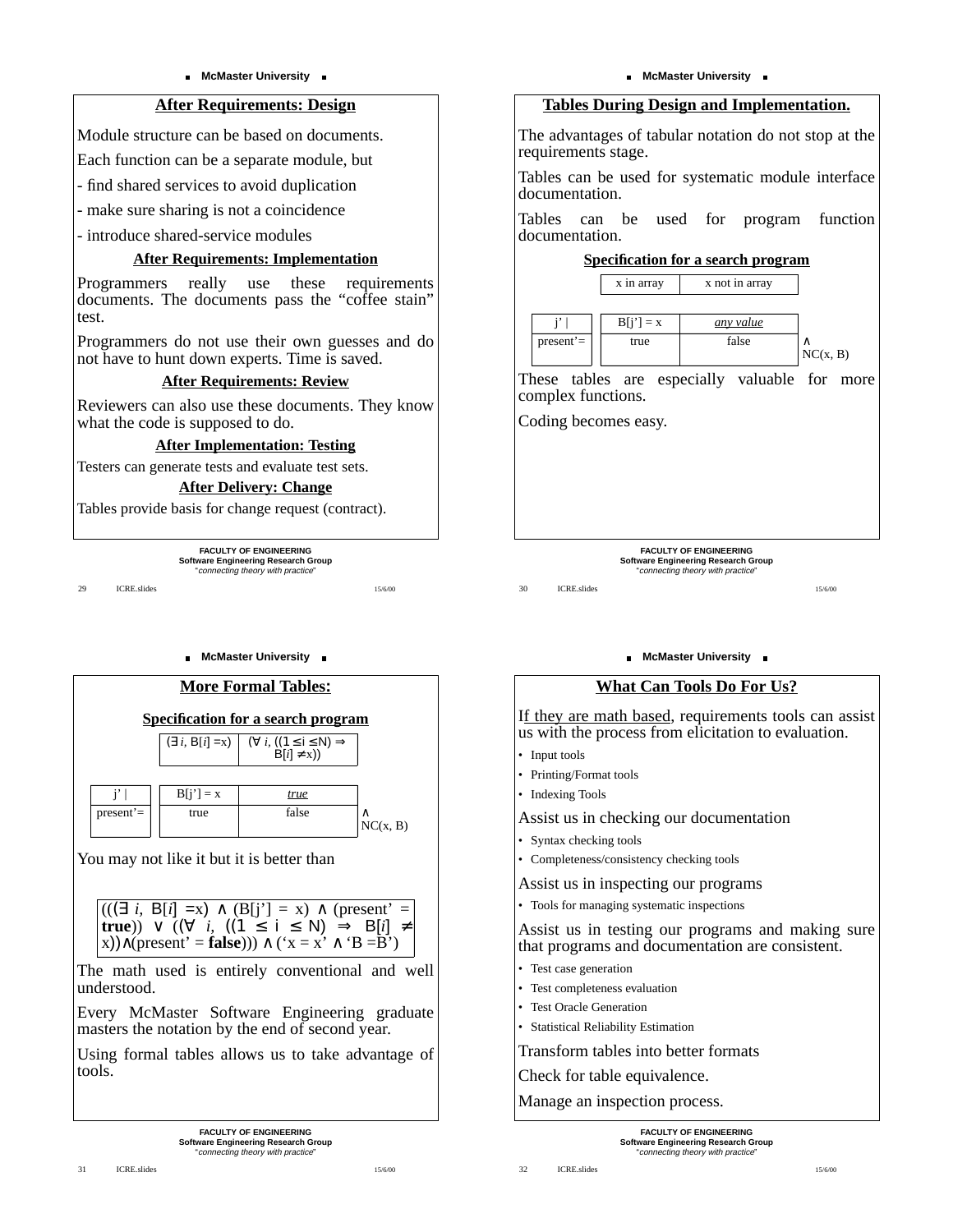## After Requirements: Design

Module structure can be based on documents.

Each function can be a separate module, but

- find shared services to avoid duplication
- make sure sharing is not a coincidence
- introduce shared-service modules

### After Requirements: Implementation

Programmers really use these requirements documents. The documents pass the "coffee stain" test.

Programmers do not use their own guesses and do not have to hunt down experts. Time is saved.

### After Requirements: Review

Reviewers can also use these documents. They know what the code is supposed to do.

### After Implementation: Testing

Testers can generate tests and evaluate test sets.

### After Delivery: Change

Tables provide basis for change request (contract).

## Tables During Design and Implementation.

The advantages of tabular notation do not stop at the requirements stage.

Tables can be used for systematic module interface documentation.

Tables can be used for program function documentation.

### Specification for a search program

| | x in array | x not in array | |
|---|---|---|---|
| j' \| | B[j'] = x | *any value* | |
| present'= | true | false | ∧ NC(x, B) |

These tables are especially valuable for more complex functions.

Coding becomes easy.

## More Formal Tables:

### Specification for a search program

| | $(\exists\, i,\ B[i] = x)$ | $(\forall\, i,\ ((1 \le i \le N) \Rightarrow B[i] \ne x))$ | |
|---|---|---|---|
| j' \| | B[j'] = x | *true* | |
| present'= | true | false | ∧ NC(x, B) |

You may not like it but it is better than

$$(((\exists\ i,\ B[i] = x) \land (B[j'] = x) \land (present' = \mathbf{true})) \lor ((\forall\ i,\ ((1 \le i \le N) \Rightarrow B[i] \ne x)) \land (present' = \mathbf{false}))) \land (\text{'}x = x\text{'} \land \text{'}B = B\text{'})$$

The math used is entirely conventional and well understood.

Every McMaster Software Engineering graduate masters the notation by the end of second year.

Using formal tables allows us to take advantage of tools.

## What Can Tools Do For Us?

If they are math based, requirements tools can assist us with the process from elicitation to evaluation.

- Input tools
- Printing/Format tools
- Indexing Tools

Assist us in checking our documentation

- Syntax checking tools
- Completeness/consistency checking tools

Assist us in inspecting our programs

- Tools for managing systematic inspections

Assist us in testing our programs and making sure that programs and documentation are consistent.

- Test case generation
- Test completeness evaluation
- Test Oracle Generation
- Statistical Reliability Estimation

Transform tables into better formats

Check for table equivalence.

Manage an inspection process.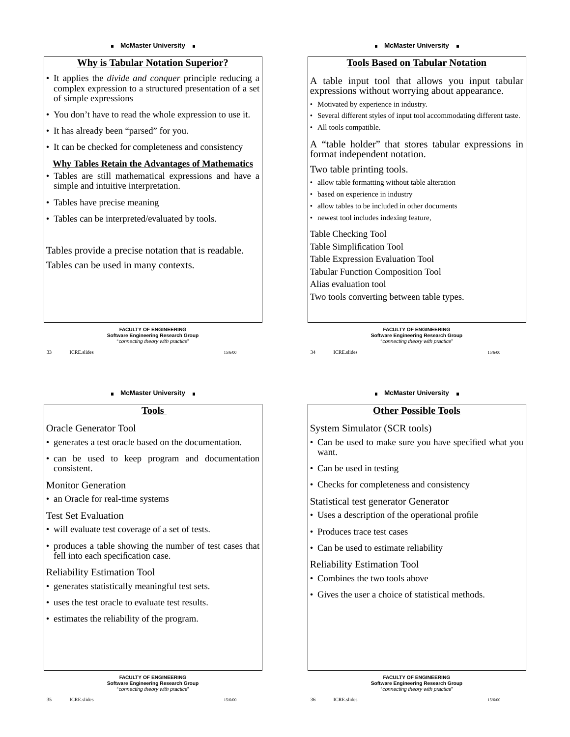## Why is Tabular Notation Superior?

- It applies the *divide and conquer* principle reducing a complex expression to a structured presentation of a set of simple expressions
- You don't have to read the whole expression to use it.
- It has already been "parsed" for you.
- It can be checked for completeness and consistency

### Why Tables Retain the Advantages of Mathematics

- Tables are still mathematical expressions and have a simple and intuitive interpretation.
- Tables have precise meaning
- Tables can be interpreted/evaluated by tools.

Tables provide a precise notation that is readable.

Tables can be used in many contexts.

## Tools Based on Tabular Notation

A table input tool that allows you input tabular expressions without worrying about appearance.

- Motivated by experience in industry.
- Several different styles of input tool accommodating different taste.
- All tools compatible.

A "table holder" that stores tabular expressions in format independent notation.

Two table printing tools.

- allow table formatting without table alteration
- based on experience in industry
- allow tables to be included in other documents
- newest tool includes indexing feature,

Table Checking Tool

Table Simplification Tool

Table Expression Evaluation Tool

Tabular Function Composition Tool

Alias evaluation tool

Two tools converting between table types.

## Tools

Oracle Generator Tool

- generates a test oracle based on the documentation.
- can be used to keep program and documentation consistent.

Monitor Generation

- an Oracle for real-time systems

Test Set Evaluation

- will evaluate test coverage of a set of tests.
- produces a table showing the number of test cases that fell into each specification case.

Reliability Estimation Tool

- generates statistically meaningful test sets.
- uses the test oracle to evaluate test results.
- estimates the reliability of the program.

## Other Possible Tools

System Simulator (SCR tools)

- Can be used to make sure you have specified what you want.
- Can be used in testing
- Checks for completeness and consistency

Statistical test generator Generator

- Uses a description of the operational profile
- Produces trace test cases
- Can be used to estimate reliability

Reliability Estimation Tool

- Combines the two tools above
- Gives the user a choice of statistical methods.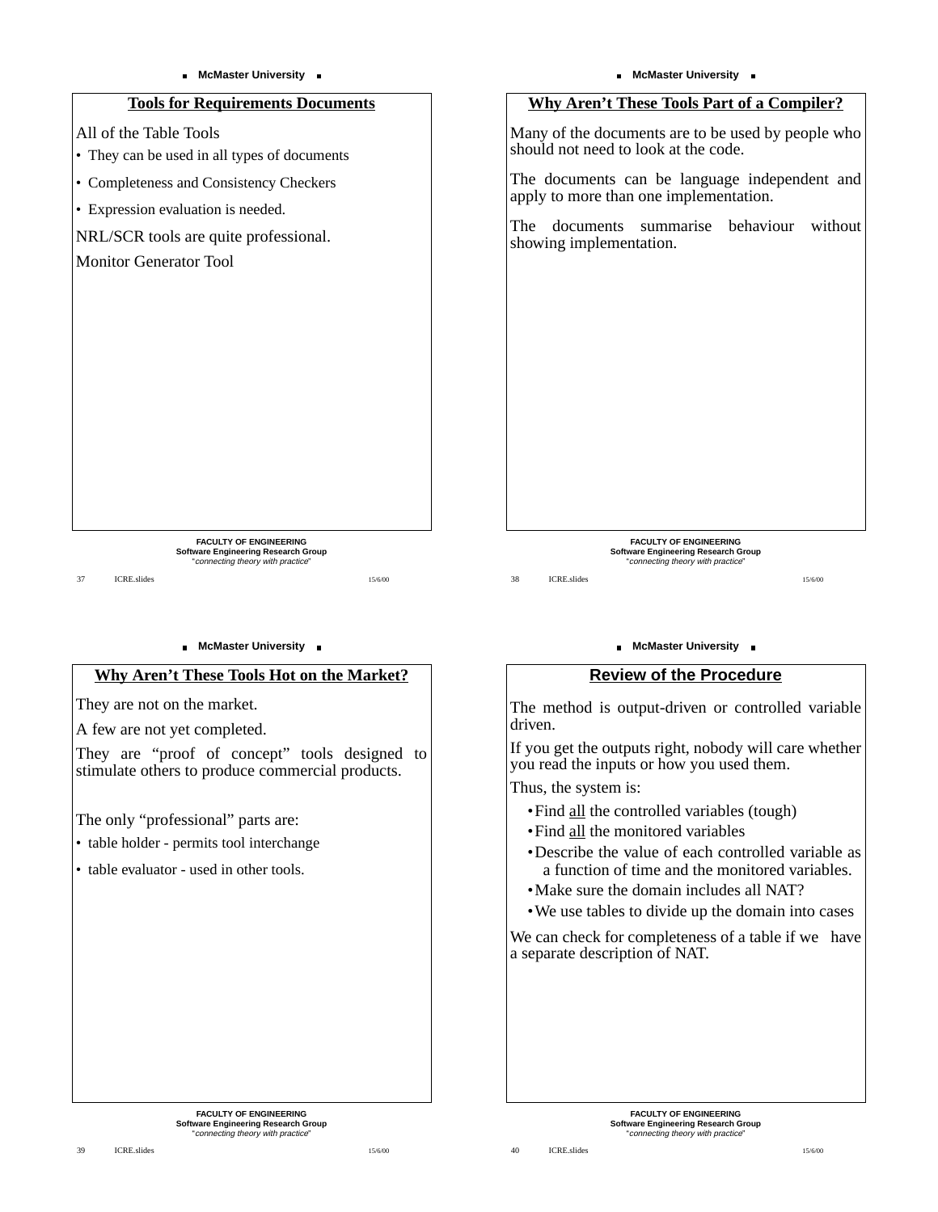## Tools for Requirements Documents

All of the Table Tools

- They can be used in all types of documents
- Completeness and Consistency Checkers
- Expression evaluation is needed.

NRL/SCR tools are quite professional.

Monitor Generator Tool

## Why Aren't These Tools Part of a Compiler?

Many of the documents are to be used by people who should not need to look at the code.

The documents can be language independent and apply to more than one implementation.

The documents summarise behaviour without showing implementation.

## Why Aren't These Tools Hot on the Market?

They are not on the market.

A few are not yet completed.

They are "proof of concept" tools designed to stimulate others to produce commercial products.

The only "professional" parts are:

- table holder - permits tool interchange
- table evaluator - used in other tools.

## Review of the Procedure

The method is output-driven or controlled variable driven.

If you get the outputs right, nobody will care whether you read the inputs or how you used them.

Thus, the system is:

- Find <u>all</u> the controlled variables (tough)
- Find <u>all</u> the monitored variables
- Describe the value of each controlled variable as a function of time and the monitored variables.
- Make sure the domain includes all NAT?
- We use tables to divide up the domain into cases

We can check for completeness of a table if we have a separate description of NAT.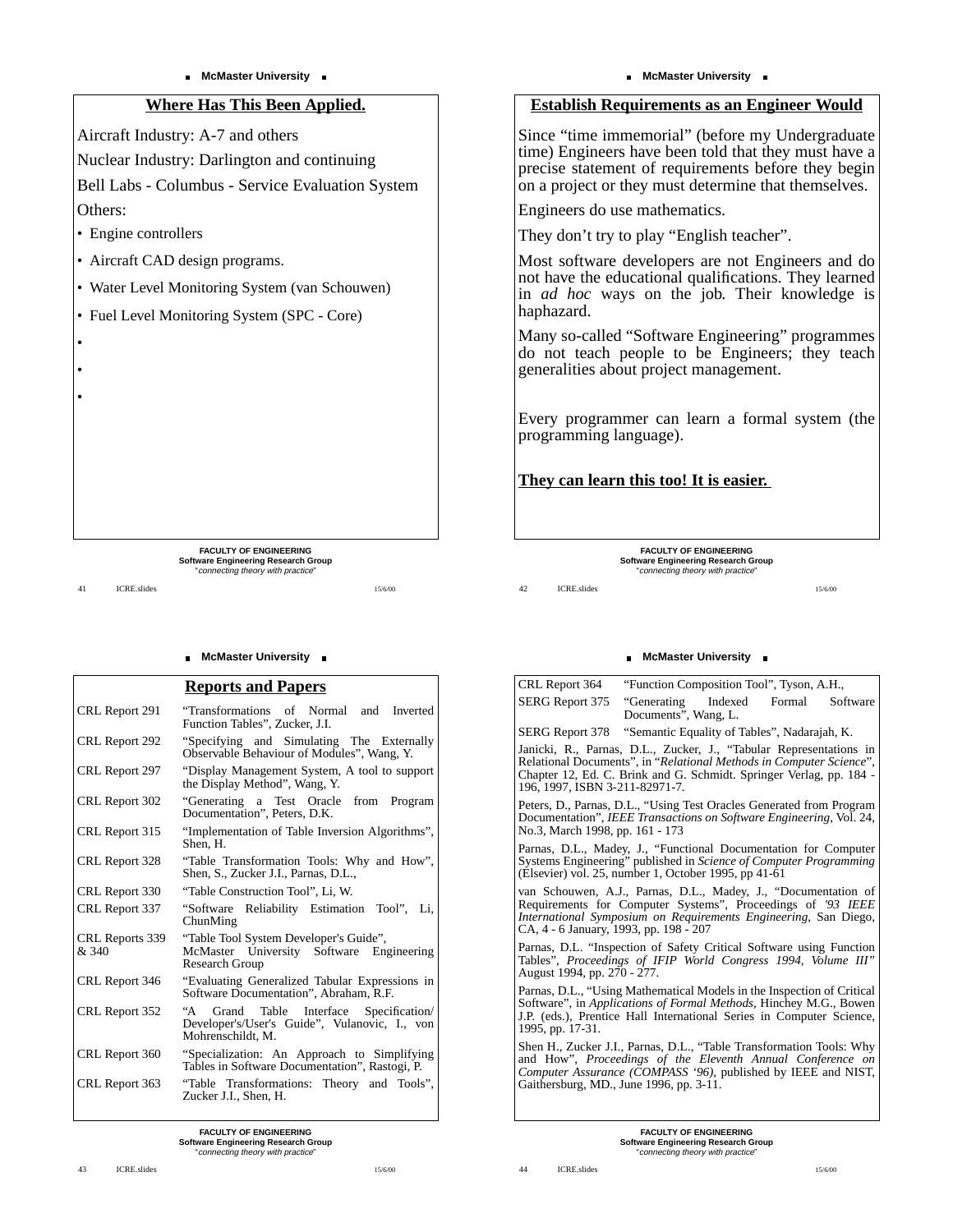## Where Has This Been Applied.

Aircraft Industry: A-7 and others

Nuclear Industry: Darlington and continuing

Bell Labs - Columbus - Service Evaluation System

Others:

- Engine controllers
- Aircraft CAD design programs.
- Water Level Monitoring System (van Schouwen)
- Fuel Level Monitoring System (SPC - Core)
- 
- 
- 

## Establish Requirements as an Engineer Would

Since "time immemorial" (before my Undergraduate time) Engineers have been told that they must have a precise statement of requirements before they begin on a project or they must determine that themselves.

Engineers do use mathematics.

They don't try to play "English teacher".

Most software developers are not Engineers and do not have the educational qualifications. They learned in *ad hoc* ways on the job. Their knowledge is haphazard.

Many so-called "Software Engineering" programmes do not teach people to be Engineers; they teach generalities about project management.

Every programmer can learn a formal system (the programming language).

**They can learn this too! It is easier.**

## Reports and Papers

| | |
|---|---|
| CRL Report 291 | "Transformations of Normal and Inverted Function Tables", Zucker, J.I. |
| CRL Report 292 | "Specifying and Simulating The Externally Observable Behaviour of Modules", Wang, Y. |
| CRL Report 297 | "Display Management System, A tool to support the Display Method", Wang, Y. |
| CRL Report 302 | "Generating a Test Oracle from Program Documentation", Peters, D.K. |
| CRL Report 315 | "Implementation of Table Inversion Algorithms", Shen, H. |
| CRL Report 328 | "Table Transformation Tools: Why and How", Shen, S., Zucker J.I., Parnas, D.L., |
| CRL Report 330 | "Table Construction Tool", Li, W. |
| CRL Report 337 | "Software Reliability Estimation Tool", Li, ChunMing |
| CRL Reports 339 & 340 | "Table Tool System Developer's Guide", McMaster University Software Engineering Research Group |
| CRL Report 346 | "Evaluating Generalized Tabular Expressions in Software Documentation", Abraham, R.F. |
| CRL Report 352 | "A Grand Table Interface Specification/ Developer's/User's Guide", Vulanovic, I., von Mohrenschildt, M. |
| CRL Report 360 | "Specialization: An Approach to Simplifying Tables in Software Documentation", Rastogi, P. |
| CRL Report 363 | "Table Transformations: Theory and Tools", Zucker J.I., Shen, H. |
| CRL Report 364 | "Function Composition Tool", Tyson, A.H., |
| SERG Report 375 | "Generating Indexed Formal Software Documents", Wang, L. |
| SERG Report 378 | "Semantic Equality of Tables", Nadarajah, K. |

Janicki, R., Parnas, D.L., Zucker, J., "Tabular Representations in Relational Documents", in "*Relational Methods in Computer Science*", Chapter 12, Ed. C. Brink and G. Schmidt. Springer Verlag, pp. 184 - 196, 1997, ISBN 3-211-82971-7.

Peters, D., Parnas, D.L., "Using Test Oracles Generated from Program Documentation", *IEEE Transactions on Software Engineering*, Vol. 24, No.3, March 1998, pp. 161 - 173

Parnas, D.L., Madey, J., "Functional Documentation for Computer Systems Engineering" published in *Science of Computer Programming* (Elsevier) vol. 25, number 1, October 1995, pp 41-61

van Schouwen, A.J., Parnas, D.L., Madey, J., "Documentation of Requirements for Computer Systems", Proceedings of *'93 IEEE International Symposium on Requirements Engineering*, San Diego, CA, 4 - 6 January, 1993, pp. 198 - 207

Parnas, D.L. "Inspection of Safety Critical Software using Function Tables", *Proceedings of IFIP World Congress 1994, Volume III"* August 1994, pp. 270 - 277.

Parnas, D.L., "Using Mathematical Models in the Inspection of Critical Software", in *Applications of Formal Methods*, Hinchey M.G., Bowen J.P. (eds.), Prentice Hall International Series in Computer Science, 1995, pp. 17-31.

Shen H., Zucker J.I., Parnas, D.L., "Table Transformation Tools: Why and How", *Proceedings of the Eleventh Annual Conference on Computer Assurance (COMPASS '96)*, published by IEEE and NIST, Gaithersburg, MD., June 1996, pp. 3-11.